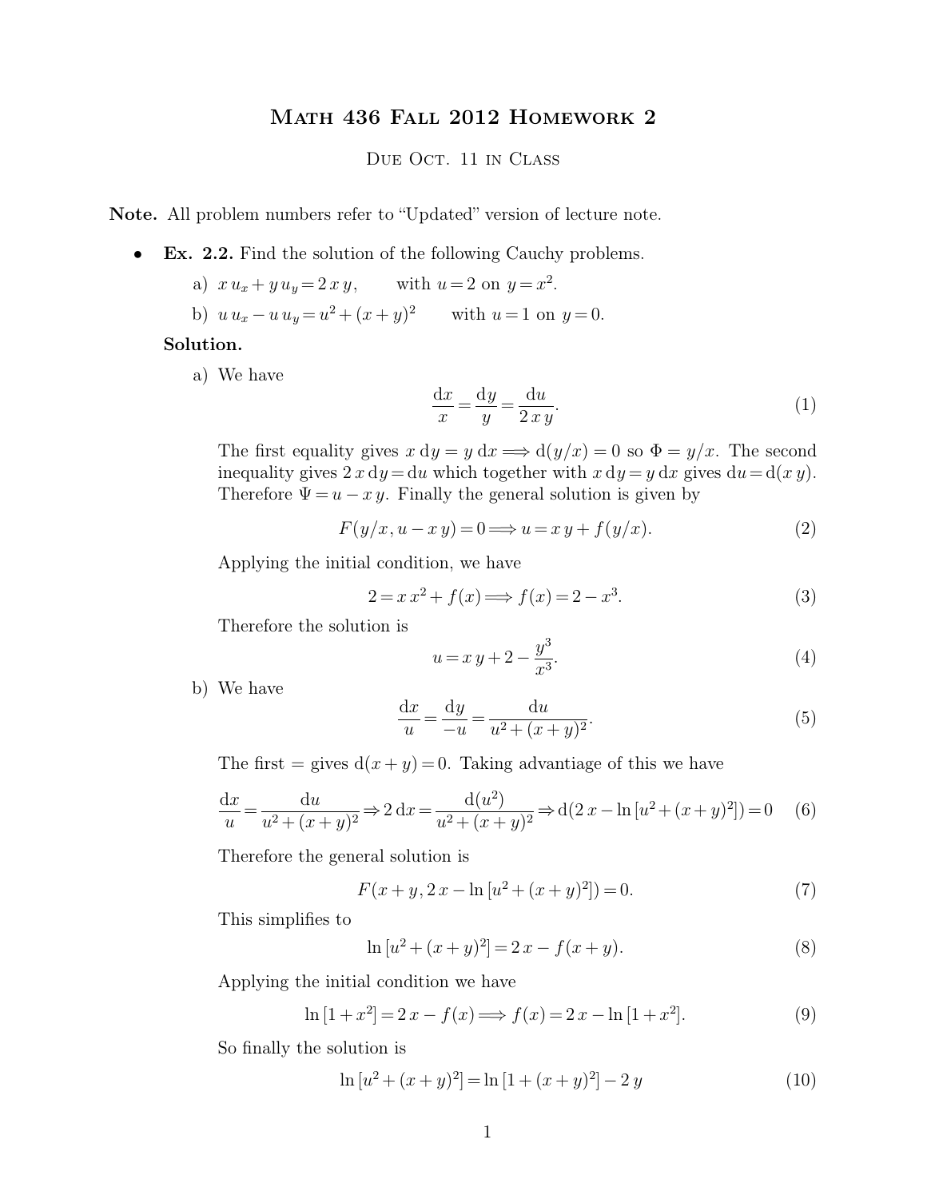# Math 436 Fall 2012 Homework 2

Due Oct. 11 in Class

**Note.** All problem numbers refer to "Updated" version of lecture note.

- **Ex. 2.2.** Find the solution of the following Cauchy problems.

  a) $x\,u_x + y\,u_y = 2\,x\,y$, with $u = 2$ on $y = x^2$.

  b) $u\,u_x - u\,u_y = u^2 + (x+y)^2$ with $u = 1$ on $y = 0$.

  **Solution.**

  a) We have

  $$\frac{\mathrm{d}x}{x} = \frac{\mathrm{d}y}{y} = \frac{\mathrm{d}u}{2\,x\,y}. \tag{1}$$

  The first equality gives $x\,\mathrm{d}y = y\,\mathrm{d}x \Longrightarrow \mathrm{d}(y/x) = 0$ so $\Phi = y/x$. The second inequality gives $2\,x\,\mathrm{d}y = \mathrm{d}u$ which together with $x\,\mathrm{d}y = y\,\mathrm{d}x$ gives $\mathrm{d}u = \mathrm{d}(x\,y)$. Therefore $\Psi = u - x\,y$. Finally the general solution is given by

  $$F(y/x, u - x\,y) = 0 \Longrightarrow u = x\,y + f(y/x). \tag{2}$$

  Applying the initial condition, we have

  $$2 = x\,x^2 + f(x) \Longrightarrow f(x) = 2 - x^3. \tag{3}$$

  Therefore the solution is

  $$u = x\,y + 2 - \frac{y^3}{x^3}. \tag{4}$$

  b) We have

  $$\frac{\mathrm{d}x}{u} = \frac{\mathrm{d}y}{-u} = \frac{\mathrm{d}u}{u^2 + (x+y)^2}. \tag{5}$$

  The first = gives $\mathrm{d}(x+y) = 0$. Taking advantiage of this we have

  $$\frac{\mathrm{d}x}{u} = \frac{\mathrm{d}u}{u^2 + (x+y)^2} \Rightarrow 2\,\mathrm{d}x = \frac{\mathrm{d}(u^2)}{u^2 + (x+y)^2} \Rightarrow \mathrm{d}(2\,x - \ln[u^2 + (x+y)^2]) = 0 \tag{6}$$

  Therefore the general solution is

  $$F(x+y, 2\,x - \ln[u^2 + (x+y)^2]) = 0. \tag{7}$$

  This simplifies to

  $$\ln[u^2 + (x+y)^2] = 2\,x - f(x+y). \tag{8}$$

  Applying the initial condition we have

  $$\ln[1 + x^2] = 2\,x - f(x) \Longrightarrow f(x) = 2\,x - \ln[1 + x^2]. \tag{9}$$

  So finally the solution is

  $$\ln[u^2 + (x+y)^2] = \ln[1 + (x+y)^2] - 2\,y \tag{10}$$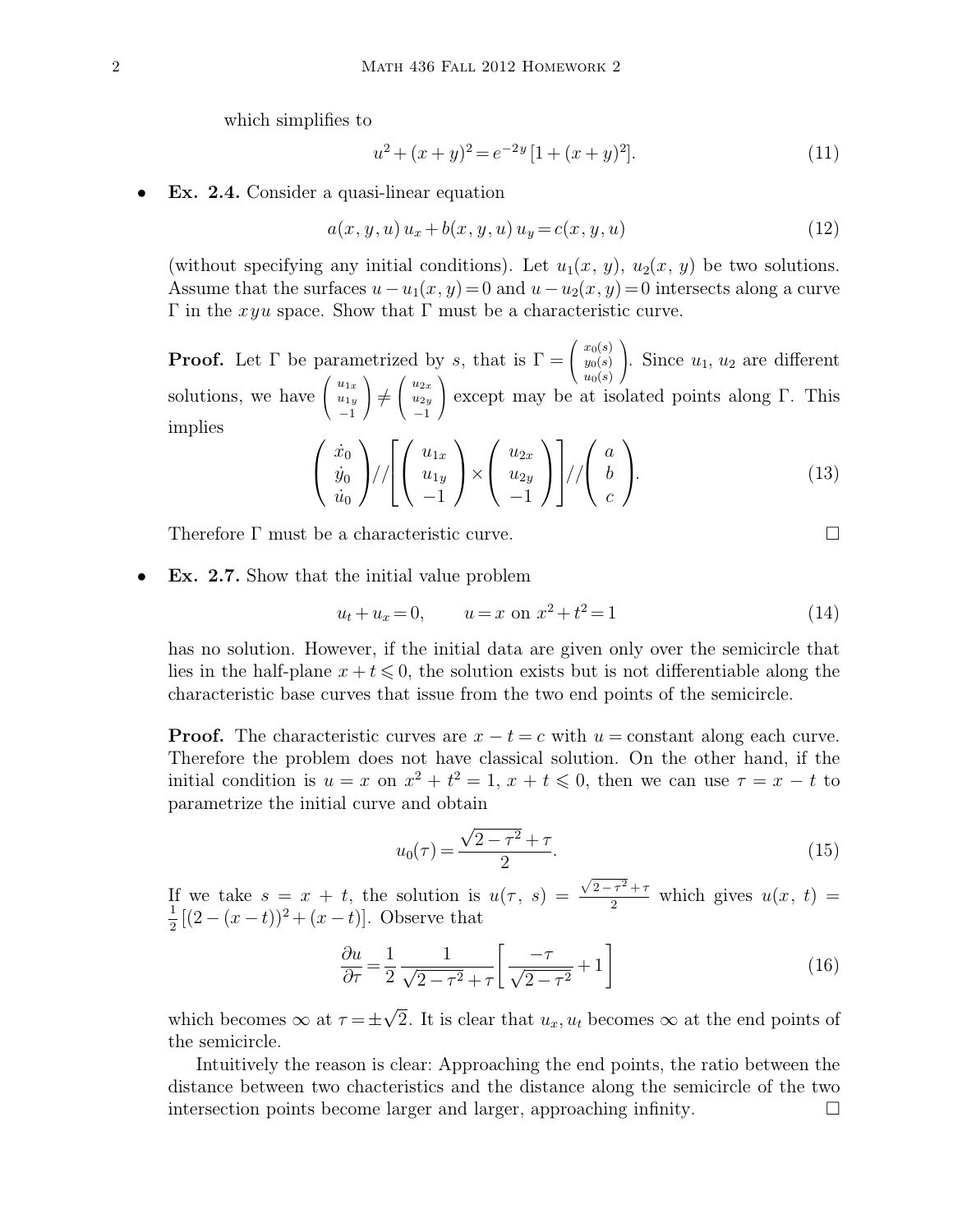which simplifies to

$$u^2 + (x+y)^2 = e^{-2y}\,[1 + (x+y)^2]. \tag{11}$$

- **Ex. 2.4.** Consider a quasi-linear equation

$$a(x,y,u)\,u_x + b(x,y,u)\,u_y = c(x,y,u) \tag{12}$$

(without specifying any initial conditions). Let $u_1(x,\,y)$, $u_2(x,\,y)$ be two solutions. Assume that the surfaces $u - u_1(x,y) = 0$ and $u - u_2(x,y) = 0$ intersects along a curve $\Gamma$ in the $xyu$ space. Show that $\Gamma$ must be a characteristic curve.

**Proof.** Let $\Gamma$ be parametrized by $s$, that is $\Gamma = \begin{pmatrix} x_0(s) \\ y_0(s) \\ u_0(s) \end{pmatrix}$. Since $u_1$, $u_2$ are different solutions, we have $\begin{pmatrix} u_{1x} \\ u_{1y} \\ -1 \end{pmatrix} \neq \begin{pmatrix} u_{2x} \\ u_{2y} \\ -1 \end{pmatrix}$ except may be at isolated points along $\Gamma$. This implies

$$\begin{pmatrix} \dot{x}_0 \\ \dot{y}_0 \\ \dot{u}_0 \end{pmatrix} // \left[ \begin{pmatrix} u_{1x} \\ u_{1y} \\ -1 \end{pmatrix} \times \begin{pmatrix} u_{2x} \\ u_{2y} \\ -1 \end{pmatrix} \right] // \begin{pmatrix} a \\ b \\ c \end{pmatrix}. \tag{13}$$

Therefore $\Gamma$ must be a characteristic curve. □

- **Ex. 2.7.** Show that the initial value problem

$$u_t + u_x = 0, \qquad u = x \text{ on } x^2 + t^2 = 1 \tag{14}$$

has no solution. However, if the initial data are given only over the semicircle that lies in the half-plane $x + t \leqslant 0$, the solution exists but is not differentiable along the characteristic base curves that issue from the two end points of the semicircle.

**Proof.** The characteristic curves are $x - t = c$ with $u = \text{constant}$ along each curve. Therefore the problem does not have classical solution. On the other hand, if the initial condition is $u = x$ on $x^2 + t^2 = 1$, $x + t \leqslant 0$, then we can use $\tau = x - t$ to parametrize the initial curve and obtain

$$u_0(\tau) = \frac{\sqrt{2 - \tau^2} + \tau}{2}. \tag{15}$$

If we take $s = x + t$, the solution is $u(\tau,\,s) = \frac{\sqrt{2-\tau^2}+\tau}{2}$ which gives $u(x,\,t) = \frac{1}{2}[(2 - (x-t))^2 + (x-t)]$. Observe that

$$\frac{\partial u}{\partial \tau} = \frac{1}{2}\,\frac{1}{\sqrt{2-\tau^2}+\tau}\left[\frac{-\tau}{\sqrt{2-\tau^2}} + 1\right] \tag{16}$$

which becomes $\infty$ at $\tau = \pm\sqrt{2}$. It is clear that $u_x, u_t$ becomes $\infty$ at the end points of the semicircle.

Intuitively the reason is clear: Approaching the end points, the ratio between the distance between two chacteristics and the distance along the semicircle of the two intersection points become larger and larger, approaching infinity. □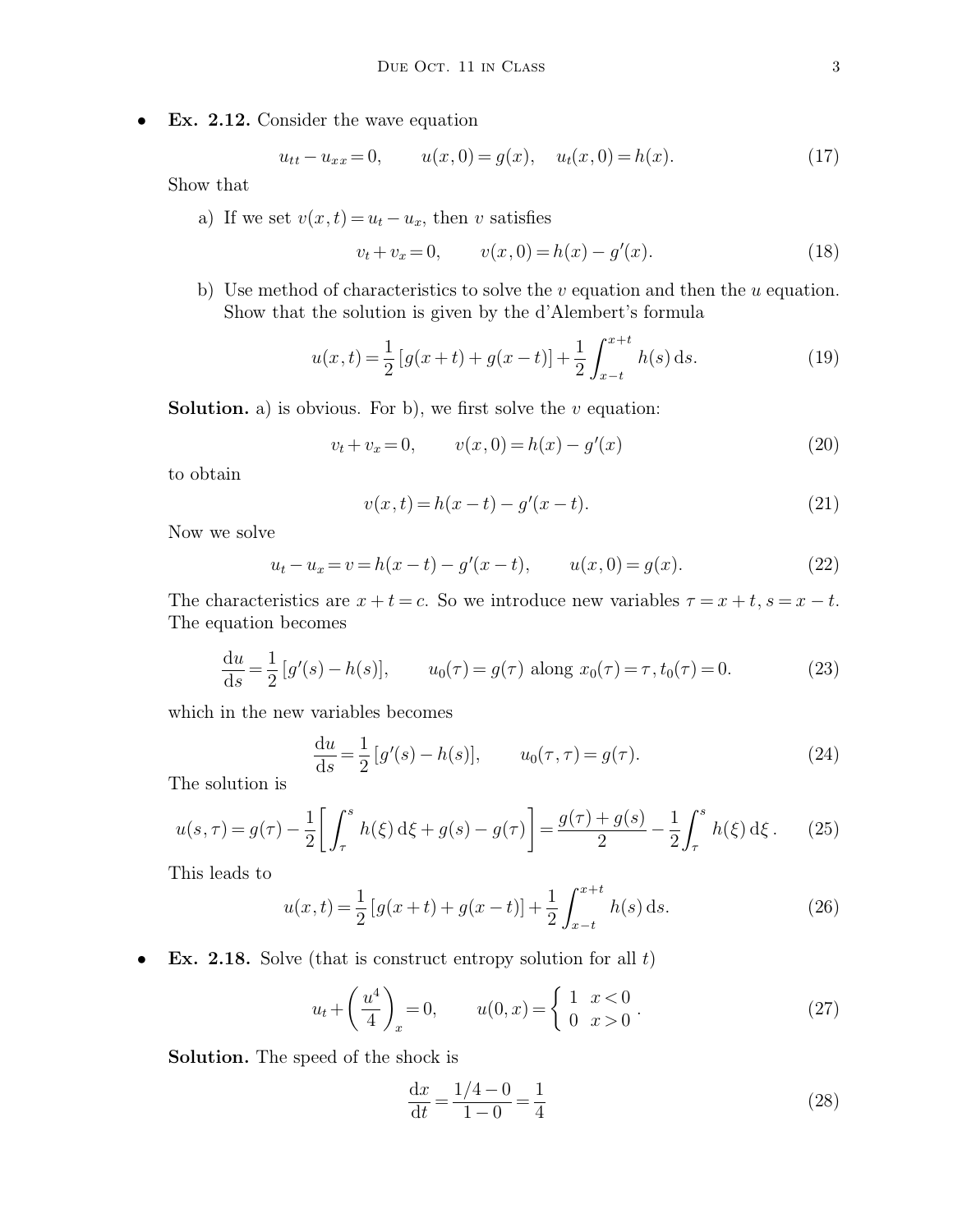- **Ex. 2.12.** Consider the wave equation

$$u_{tt} - u_{xx} = 0, \qquad u(x,0) = g(x), \quad u_t(x,0) = h(x). \tag{17}$$

Show that

a) If we set $v(x,t) = u_t - u_x$, then $v$ satisfies

$$v_t + v_x = 0, \qquad v(x,0) = h(x) - g'(x). \tag{18}$$

b) Use method of characteristics to solve the $v$ equation and then the $u$ equation. Show that the solution is given by the d'Alembert's formula

$$u(x,t) = \frac{1}{2}\left[g(x+t) + g(x-t)\right] + \frac{1}{2}\int_{x-t}^{x+t} h(s)\,\mathrm{d}s. \tag{19}$$

**Solution.** a) is obvious. For b), we first solve the $v$ equation:

$$v_t + v_x = 0, \qquad v(x,0) = h(x) - g'(x) \tag{20}$$

to obtain

$$v(x,t) = h(x-t) - g'(x-t). \tag{21}$$

Now we solve

$$u_t - u_x = v = h(x-t) - g'(x-t), \qquad u(x,0) = g(x). \tag{22}$$

The characteristics are $x + t = c$. So we introduce new variables $\tau = x + t$, $s = x - t$. The equation becomes

$$\frac{\mathrm{d}u}{\mathrm{d}s} = \frac{1}{2}\left[g'(s) - h(s)\right], \qquad u_0(\tau) = g(\tau) \text{ along } x_0(\tau) = \tau, t_0(\tau) = 0. \tag{23}$$

which in the new variables becomes

$$\frac{\mathrm{d}u}{\mathrm{d}s} = \frac{1}{2}\left[g'(s) - h(s)\right], \qquad u_0(\tau,\tau) = g(\tau). \tag{24}$$

The solution is

$$u(s,\tau) = g(\tau) - \frac{1}{2}\left[\int_\tau^s h(\xi)\,\mathrm{d}\xi + g(s) - g(\tau)\right] = \frac{g(\tau) + g(s)}{2} - \frac{1}{2}\int_\tau^s h(\xi)\,\mathrm{d}\xi\,. \tag{25}$$

This leads to

$$u(x,t) = \frac{1}{2}\left[g(x+t) + g(x-t)\right] + \frac{1}{2}\int_{x-t}^{x+t} h(s)\,\mathrm{d}s. \tag{26}$$

- **Ex. 2.18.** Solve (that is construct entropy solution for all $t$)

$$u_t + \left(\frac{u^4}{4}\right)_x = 0, \qquad u(0,x) = \begin{cases} 1 & x < 0 \\ 0 & x > 0 \end{cases}. \tag{27}$$

**Solution.** The speed of the shock is

$$\frac{\mathrm{d}x}{\mathrm{d}t} = \frac{1/4 - 0}{1 - 0} = \frac{1}{4} \tag{28}$$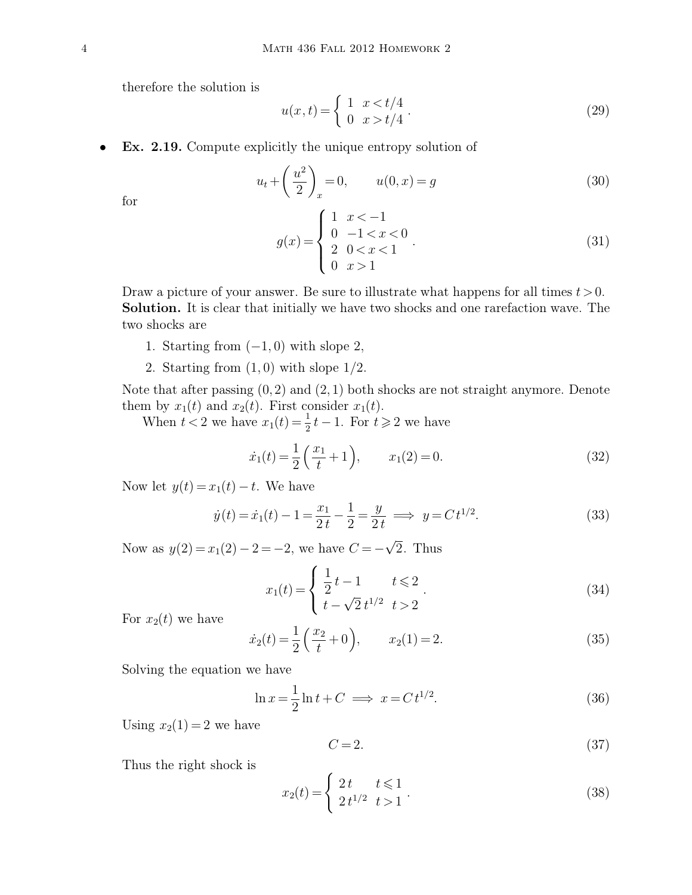therefore the solution is

$$u(x,t) = \begin{cases} 1 & x < t/4 \\ 0 & x > t/4 \end{cases}. \tag{29}$$

- **Ex. 2.19.** Compute explicitly the unique entropy solution of

$$u_t + \left(\frac{u^2}{2}\right)_x = 0, \qquad u(0,x) = g \tag{30}$$

for

$$g(x) = \begin{cases} 1 & x < -1 \\ 0 & -1 < x < 0 \\ 2 & 0 < x < 1 \\ 0 & x > 1 \end{cases}. \tag{31}$$

Draw a picture of your answer. Be sure to illustrate what happens for all times $t > 0$.

**Solution.** It is clear that initially we have two shocks and one rarefaction wave. The two shocks are

1. Starting from $(-1, 0)$ with slope 2,
2. Starting from $(1, 0)$ with slope $1/2$.

Note that after passing $(0, 2)$ and $(2, 1)$ both shocks are not straight anymore. Denote them by $x_1(t)$ and $x_2(t)$. First consider $x_1(t)$.

When $t < 2$ we have $x_1(t) = \frac{1}{2}t - 1$. For $t \geqslant 2$ we have

$$\dot{x}_1(t) = \frac{1}{2}\left(\frac{x_1}{t} + 1\right), \qquad x_1(2) = 0. \tag{32}$$

Now let $y(t) = x_1(t) - t$. We have

$$\dot{y}(t) = \dot{x}_1(t) - 1 = \frac{x_1}{2t} - \frac{1}{2} = \frac{y}{2t} \implies y = C t^{1/2}. \tag{33}$$

Now as $y(2) = x_1(2) - 2 = -2$, we have $C = -\sqrt{2}$. Thus

$$x_1(t) = \begin{cases} \frac{1}{2}t - 1 & t \leqslant 2 \\ t - \sqrt{2}\, t^{1/2} & t > 2 \end{cases}. \tag{34}$$

For $x_2(t)$ we have

$$\dot{x}_2(t) = \frac{1}{2}\left(\frac{x_2}{t} + 0\right), \qquad x_2(1) = 2. \tag{35}$$

Solving the equation we have

$$\ln x = \frac{1}{2}\ln t + C \implies x = C t^{1/2}. \tag{36}$$

Using $x_2(1) = 2$ we have

$$C = 2. \tag{37}$$

Thus the right shock is

$$x_2(t) = \begin{cases} 2t & t \leqslant 1 \\ 2t^{1/2} & t > 1 \end{cases}. \tag{38}$$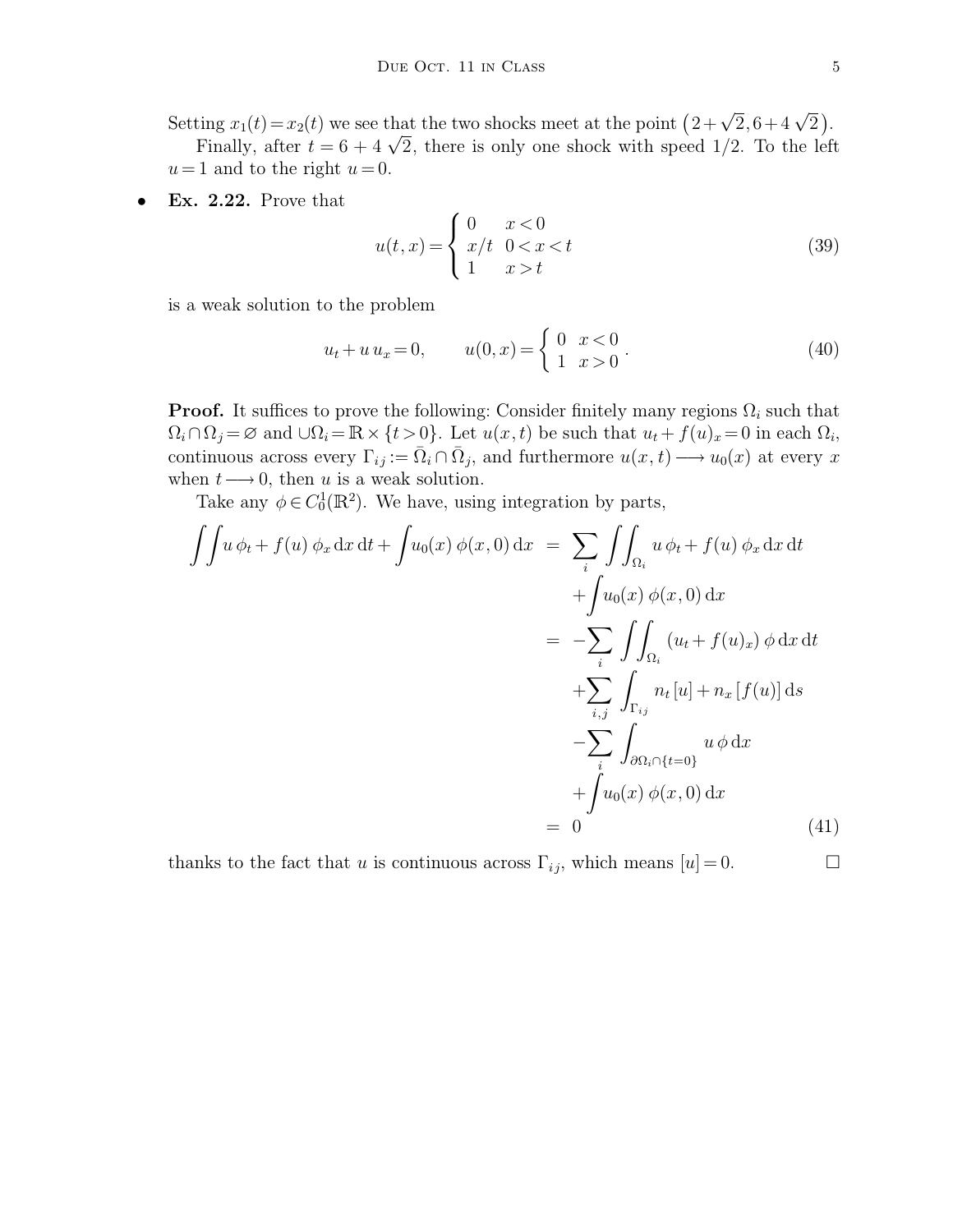Setting $x_1(t) = x_2(t)$ we see that the two shocks meet at the point $\left(2 + \sqrt{2}, 6 + 4\sqrt{2}\right)$.

Finally, after $t = 6 + 4\sqrt{2}$, there is only one shock with speed $1/2$. To the left $u = 1$ and to the right $u = 0$.

- **Ex. 2.22.** Prove that

$$u(t, x) = \begin{cases} 0 & x < 0 \\ x/t & 0 < x < t \\ 1 & x > t \end{cases} \tag{39}$$

is a weak solution to the problem

$$u_t + u\, u_x = 0, \qquad u(0, x) = \begin{cases} 0 & x < 0 \\ 1 & x > 0 \end{cases}. \tag{40}$$

**Proof.** It suffices to prove the following: Consider finitely many regions $\Omega_i$ such that $\Omega_i \cap \Omega_j = \varnothing$ and $\cup \Omega_i = \mathbb{R} \times \{t > 0\}$. Let $u(x, t)$ be such that $u_t + f(u)_x = 0$ in each $\Omega_i$, continuous across every $\Gamma_{ij} := \bar{\Omega}_i \cap \bar{\Omega}_j$, and furthermore $u(x, t) \longrightarrow u_0(x)$ at every $x$ when $t \longrightarrow 0$, then $u$ is a weak solution.

Take any $\phi \in C_0^1(\mathbb{R}^2)$. We have, using integration by parts,

$$\begin{aligned}
\int\!\!\int u\, \phi_t + f(u)\, \phi_x \,\mathrm{d}x\, \mathrm{d}t + \int u_0(x)\, \phi(x, 0)\, \mathrm{d}x &= \sum_i \int\!\!\int_{\Omega_i} u\, \phi_t + f(u)\, \phi_x \,\mathrm{d}x\, \mathrm{d}t \\
&\quad + \int u_0(x)\, \phi(x, 0)\, \mathrm{d}x \\
&= -\sum_i \int\!\!\int_{\Omega_i} (u_t + f(u)_x)\, \phi \,\mathrm{d}x\, \mathrm{d}t \\
&\quad + \sum_{i,j} \int_{\Gamma_{ij}} n_t\, [u] + n_x\, [f(u)]\, \mathrm{d}s \\
&\quad - \sum_i \int_{\partial\Omega_i \cap \{t=0\}} u\, \phi\, \mathrm{d}x \\
&\quad + \int u_0(x)\, \phi(x, 0)\, \mathrm{d}x \\
&= 0
\end{aligned} \tag{41}$$

thanks to the fact that $u$ is continuous across $\Gamma_{ij}$, which means $[u] = 0$. $\square$